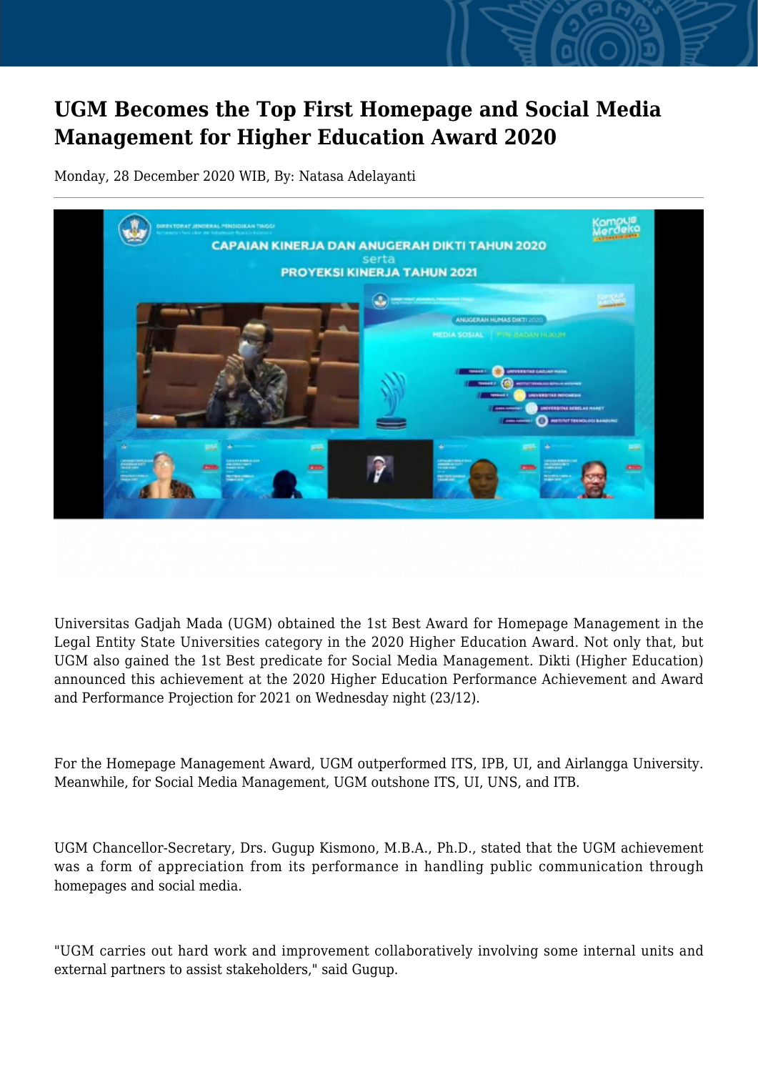# UGM Becomes the Top First Homepage and Social Media Management for Higher Education Award 2020

Monday, 28 December 2020 WIB, By: Natasa Adelayanti

Universitas Gadjah Mada (UGM) obtained the 1st Best Award for Homepage Management in the Legal Entity State Universities category in the 2020 Higher Education Award. Not only that, but UGM also gained the 1st Best predicate for Social Media Management. Dikti (Higher Education) announced this achievement at the 2020 Higher Education Performance Achievement and Award and Performance Projection for 2021 on Wednesday night (23/12).

For the Homepage Management Award, UGM outperformed ITS, IPB, UI, and Airlangga University. Meanwhile, for Social Media Management, UGM outshone ITS, UI, UNS, and ITB.

UGM Chancellor-Secretary, Drs. Gugup Kismono, M.B.A., Ph.D., stated that the UGM achievement was a form of appreciation from its performance in handling public communication through homepages and social media.

"UGM carries out hard work and improvement collaboratively involving some internal units and external partners to assist stakeholders," said Gugup.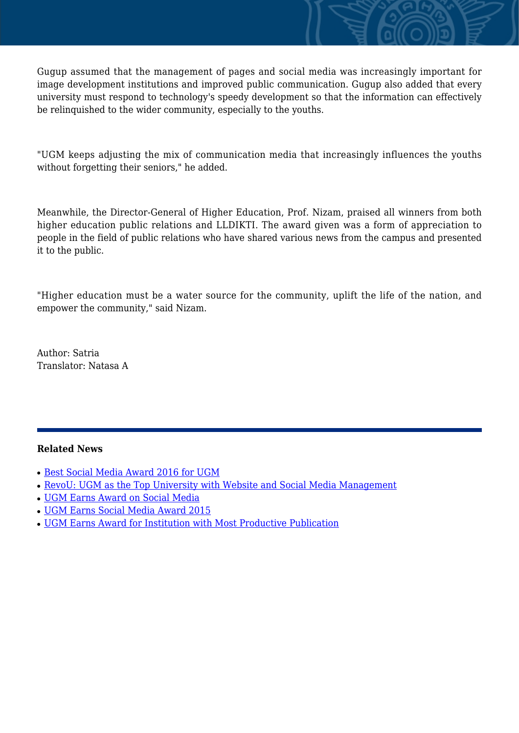Gugup assumed that the management of pages and social media was increasingly important for image development institutions and improved public communication. Gugup also added that every university must respond to technology's speedy development so that the information can effectively be relinquished to the wider community, especially to the youths.

"UGM keeps adjusting the mix of communication media that increasingly influences the youths without forgetting their seniors," he added.

Meanwhile, the Director-General of Higher Education, Prof. Nizam, praised all winners from both higher education public relations and LLDIKTI. The award given was a form of appreciation to people in the field of public relations who have shared various news from the campus and presented it to the public.

"Higher education must be a water source for the community, uplift the life of the nation, and empower the community," said Nizam.

Author: Satria
Translator: Natasa A

**Related News**

- Best Social Media Award 2016 for UGM
- RevoU: UGM as the Top University with Website and Social Media Management
- UGM Earns Award on Social Media
- UGM Earns Social Media Award 2015
- UGM Earns Award for Institution with Most Productive Publication